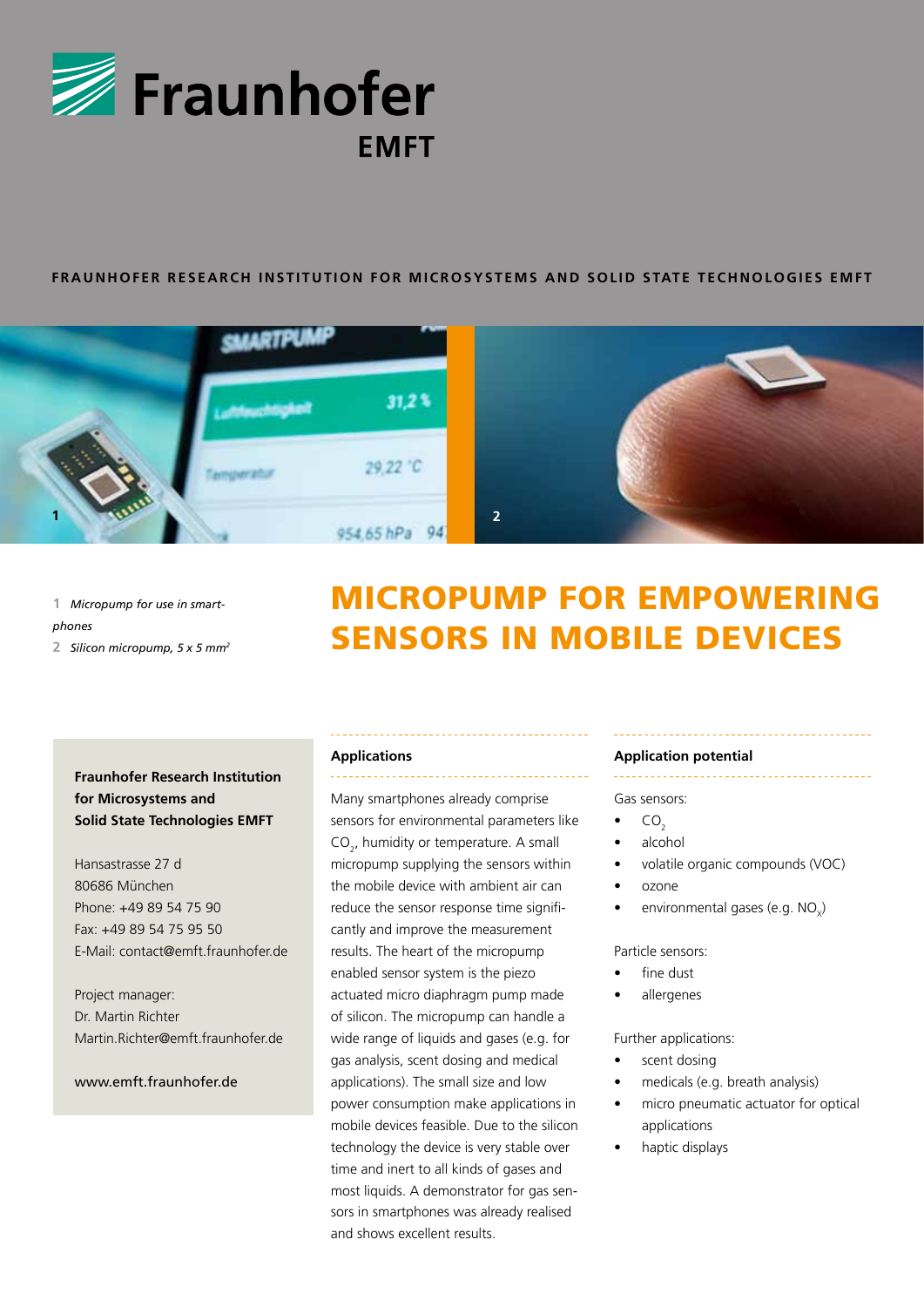# Fraunhofer EMFT

**FRAUNHOFER RESEARCH INSTITUTION FOR MICROSYSTEMS AND SOLID STATE TECHNOLOGIES EMFT**

**1** *Micropump for use in smartphones*
**2** *Silicon micropump, 5 x 5 mm²*

# MICROPUMP FOR EMPOWERING SENSORS IN MOBILE DEVICES

**Fraunhofer Research Institution for Microsystems and Solid State Technologies EMFT**

Hansastrasse 27 d
80686 München
Phone: +49 89 54 75 90
Fax: +49 89 54 75 95 50
E-Mail: contact@emft.fraunhofer.de

Project manager:
Dr. Martin Richter
Martin.Richter@emft.fraunhofer.de

www.emft.fraunhofer.de

## Applications

Many smartphones already comprise sensors for environmental parameters like $CO_2$, humidity or temperature. A small micropump supplying the sensors within the mobile device with ambient air can reduce the sensor response time significantly and improve the measurement results. The heart of the micropump enabled sensor system is the piezo actuated micro diaphragm pump made of silicon. The micropump can handle a wide range of liquids and gases (e.g. for gas analysis, scent dosing and medical applications). The small size and low power consumption make applications in mobile devices feasible. Due to the silicon technology the device is very stable over time and inert to all kinds of gases and most liquids. A demonstrator for gas sensors in smartphones was already realised and shows excellent results.

## Application potential

Gas sensors:

- $CO_2$
- alcohol
- volatile organic compounds (VOC)
- ozone
- environmental gases (e.g. $NO_x$)

Particle sensors:

- fine dust
- allergenes

Further applications:

- scent dosing
- medicals (e.g. breath analysis)
- micro pneumatic actuator for optical applications
- haptic displays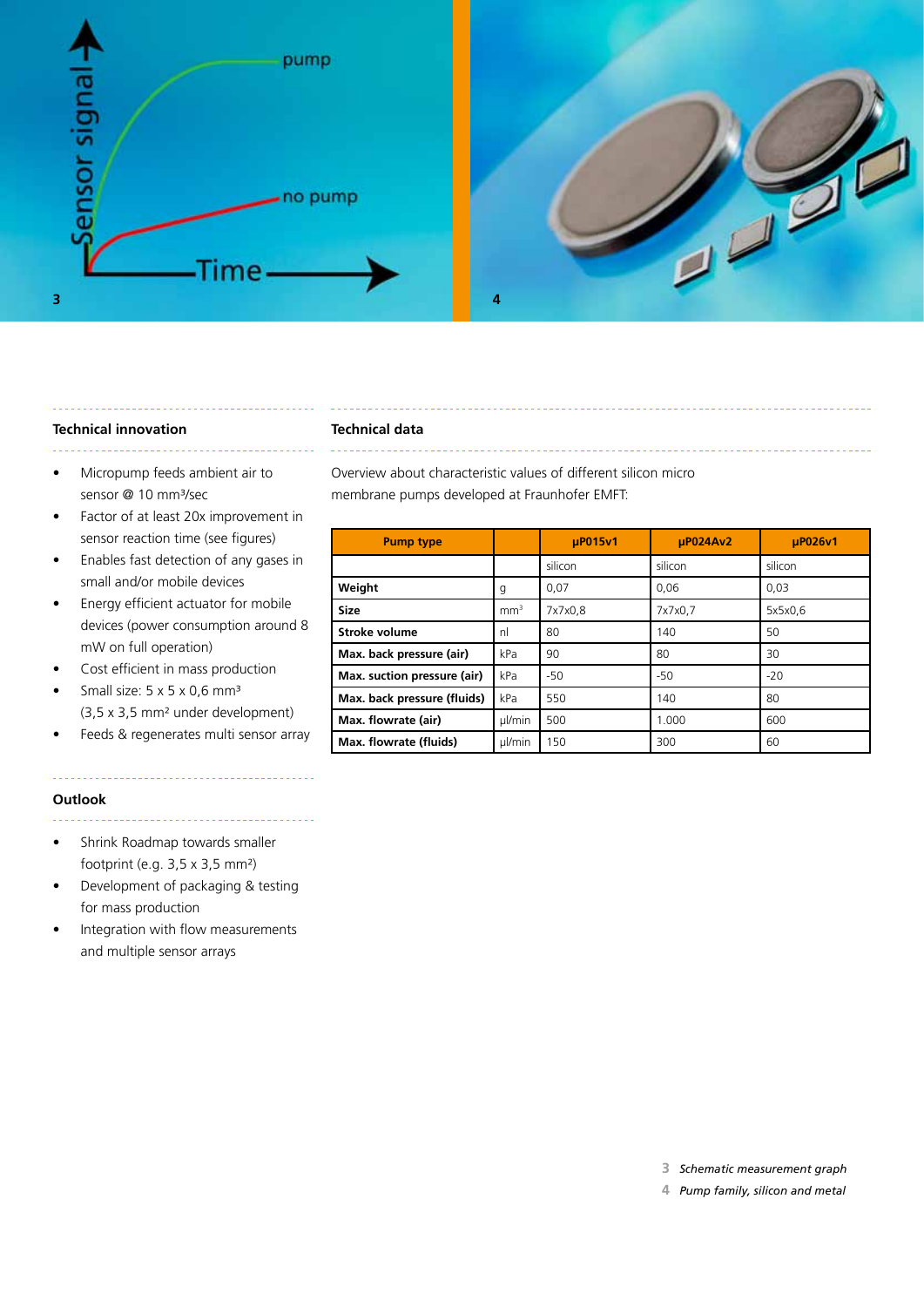3

Sensor signal

pump

no pump

Time

4

## Technical innovation

- Micropump feeds ambient air to sensor @ 10 mm³/sec
- Factor of at least 20x improvement in sensor reaction time (see figures)
- Enables fast detection of any gases in small and/or mobile devices
- Energy efficient actuator for mobile devices (power consumption around 8 mW on full operation)
- Cost efficient in mass production
- Small size: 5 x 5 x 0,6 mm³ (3,5 x 3,5 mm² under development)
- Feeds & regenerates multi sensor array

## Outlook

- Shrink Roadmap towards smaller footprint (e.g. 3,5 x 3,5 mm²)
- Development of packaging & testing for mass production
- Integration with flow measurements and multiple sensor arrays

## Technical data

Overview about characteristic values of different silicon micro membrane pumps developed at Fraunhofer EMFT:

| Pump type | | µP015v1 | µP024Av2 | µP026v1 |
|---|---|---|---|---|
| | | silicon | silicon | silicon |
| **Weight** | g | 0,07 | 0,06 | 0,03 |
| **Size** | mm³ | 7x7x0,8 | 7x7x0,7 | 5x5x0,6 |
| **Stroke volume** | nl | 80 | 140 | 50 |
| **Max. back pressure (air)** | kPa | 90 | 80 | 30 |
| **Max. suction pressure (air)** | kPa | -50 | -50 | -20 |
| **Max. back pressure (fluids)** | kPa | 550 | 140 | 80 |
| **Max. flowrate (air)** | µl/min | 500 | 1.000 | 600 |
| **Max. flowrate (fluids)** | µl/min | 150 | 300 | 60 |

3 *Schematic measurement graph*

4 *Pump family, silicon and metal*